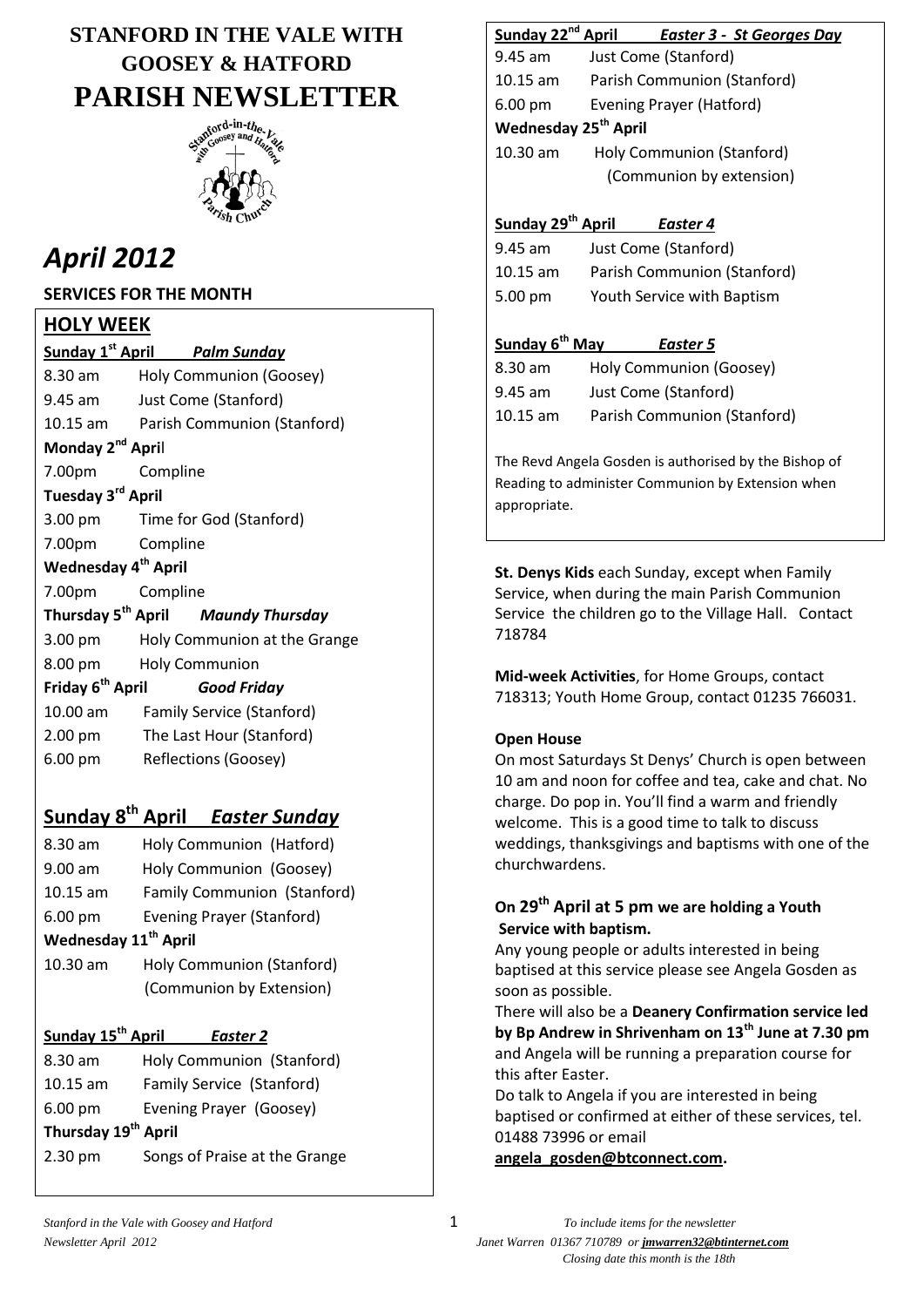# STANFORD IN THE VALE WITH GOOSEY & HATFORD PARISH NEWSLETTER

# *April 2012*

**SERVICES FOR THE MONTH**

## HOLY WEEK

**Sunday 1st April** ***Palm Sunday***

| | |
|---|---|
| 8.30 am | Holy Communion (Goosey) |
| 9.45 am | Just Come (Stanford) |
| 10.15 am | Parish Communion (Stanford) |

**Monday 2nd April**

| | |
|---|---|
| 7.00pm | Compline |

**Tuesday 3rd April**

| | |
|---|---|
| 3.00 pm | Time for God (Stanford) |
| 7.00pm | Compline |

**Wednesday 4th April**

| | |
|---|---|
| 7.00pm | Compline |

**Thursday 5th April** ***Maundy Thursday***

| | |
|---|---|
| 3.00 pm | Holy Communion at the Grange |
| 8.00 pm | Holy Communion |

**Friday 6th April** ***Good Friday***

| | |
|---|---|
| 10.00 am | Family Service (Stanford) |
| 2.00 pm | The Last Hour (Stanford) |
| 6.00 pm | Reflections (Goosey) |

## Sunday 8th April *Easter Sunday*

| | |
|---|---|
| 8.30 am | Holy Communion (Hatford) |
| 9.00 am | Holy Communion (Goosey) |
| 10.15 am | Family Communion (Stanford) |
| 6.00 pm | Evening Prayer (Stanford) |

**Wednesday 11th April**

| | |
|---|---|
| 10.30 am | Holy Communion (Stanford) (Communion by Extension) |

**Sunday 15th April** ***Easter 2***

| | |
|---|---|
| 8.30 am | Holy Communion (Stanford) |
| 10.15 am | Family Service (Stanford) |
| 6.00 pm | Evening Prayer (Goosey) |

**Thursday 19th April**

| | |
|---|---|
| 2.30 pm | Songs of Praise at the Grange |

**Sunday 22nd April** ***Easter 3 - St Georges Day***

| | |
|---|---|
| 9.45 am | Just Come (Stanford) |
| 10.15 am | Parish Communion (Stanford) |
| 6.00 pm | Evening Prayer (Hatford) |

**Wednesday 25th April**

| | |
|---|---|
| 10.30 am | Holy Communion (Stanford) (Communion by extension) |

**Sunday 29th April** ***Easter 4***

| | |
|---|---|
| 9.45 am | Just Come (Stanford) |
| 10.15 am | Parish Communion (Stanford) |
| 5.00 pm | Youth Service with Baptism |

**Sunday 6th May** ***Easter 5***

| | |
|---|---|
| 8.30 am | Holy Communion (Goosey) |
| 9.45 am | Just Come (Stanford) |
| 10.15 am | Parish Communion (Stanford) |

The Revd Angela Gosden is authorised by the Bishop of Reading to administer Communion by Extension when appropriate.

**St. Denys Kids** each Sunday, except when Family Service, when during the main Parish Communion Service the children go to the Village Hall. Contact 718784

**Mid-week Activities**, for Home Groups, contact 718313; Youth Home Group, contact 01235 766031.

**Open House**

On most Saturdays St Denys' Church is open between 10 am and noon for coffee and tea, cake and chat. No charge. Do pop in. You'll find a warm and friendly welcome. This is a good time to talk to discuss weddings, thanksgivings and baptisms with one of the churchwardens.

**On 29th April at 5 pm we are holding a Youth Service with baptism.**

Any young people or adults interested in being baptised at this service please see Angela Gosden as soon as possible.

There will also be a **Deanery Confirmation service led by Bp Andrew in Shrivenham on 13th June at 7.30 pm** and Angela will be running a preparation course for this after Easter.

Do talk to Angela if you are interested in being baptised or confirmed at either of these services, tel. 01488 73996 or email **angela_gosden@btconnect.com.**

*To include items for the newsletter Janet Warren 01367 710789 or jmwarren32@btinternet.com Closing date this month is the 18th*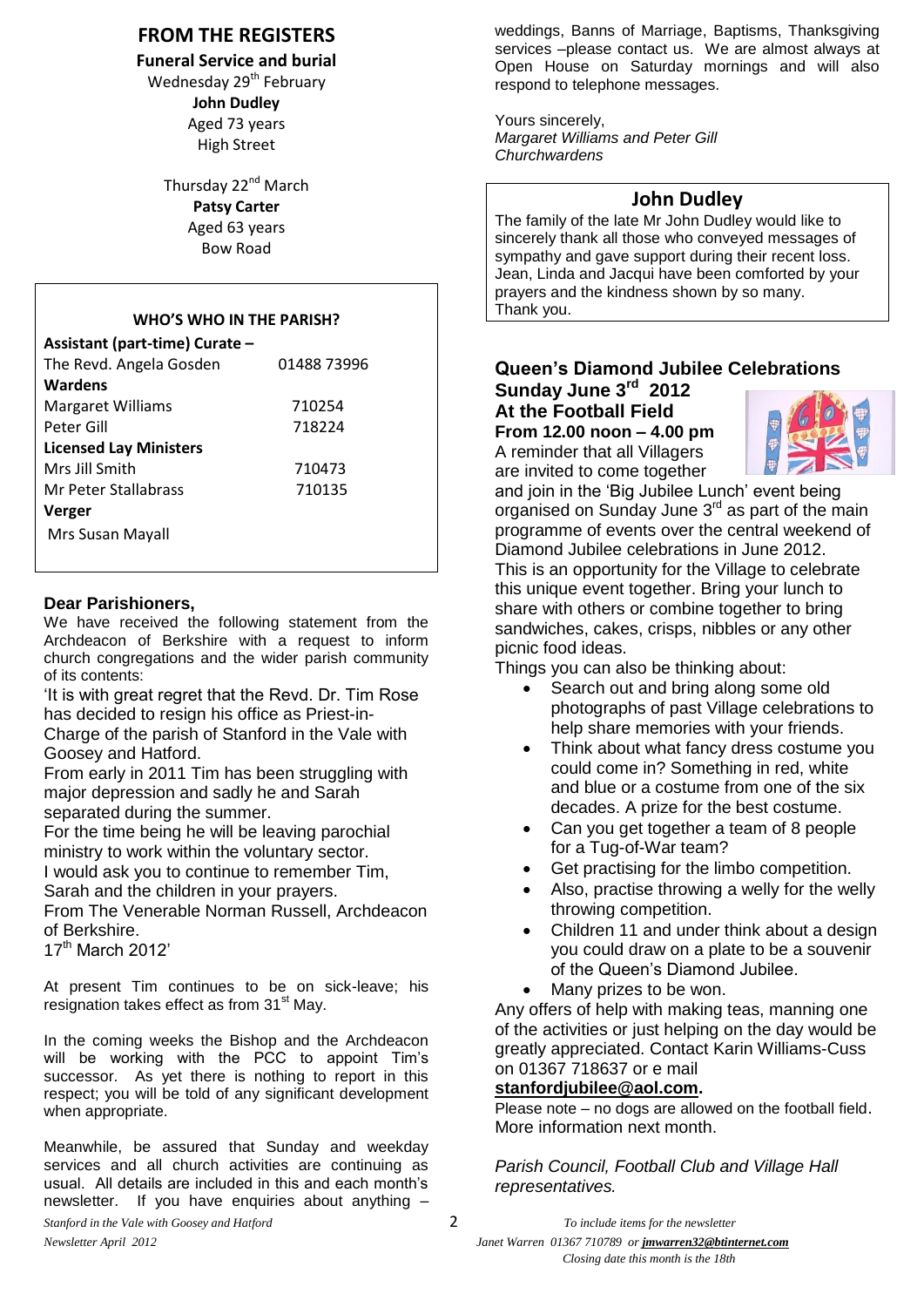## FROM THE REGISTERS

**Funeral Service and burial**

Wednesday 29th February
**John Dudley**
Aged 73 years
High Street

Thursday 22nd March
**Patsy Carter**
Aged 63 years
Bow Road

### WHO'S WHO IN THE PARISH?

| | |
|---|---|
| **Assistant (part-time) Curate –** | |
| The Revd. Angela Gosden | 01488 73996 |
| **Wardens** | |
| Margaret Williams | 710254 |
| Peter Gill | 718224 |
| **Licensed Lay Ministers** | |
| Mrs Jill Smith | 710473 |
| Mr Peter Stallabrass | 710135 |
| **Verger** | |
| Mrs Susan Mayall | |

### Dear Parishioners,

We have received the following statement from the Archdeacon of Berkshire with a request to inform church congregations and the wider parish community of its contents:

'It is with great regret that the Revd. Dr. Tim Rose has decided to resign his office as Priest-in-Charge of the parish of Stanford in the Vale with Goosey and Hatford.

From early in 2011 Tim has been struggling with major depression and sadly he and Sarah separated during the summer.

For the time being he will be leaving parochial ministry to work within the voluntary sector.

I would ask you to continue to remember Tim, Sarah and the children in your prayers.

From The Venerable Norman Russell, Archdeacon of Berkshire.

17th March 2012'

At present Tim continues to be on sick-leave; his resignation takes effect as from 31st May.

In the coming weeks the Bishop and the Archdeacon will be working with the PCC to appoint Tim's successor. As yet there is nothing to report in this respect; you will be told of any significant development when appropriate.

Meanwhile, be assured that Sunday and weekday services and all church activities are continuing as usual. All details are included in this and each month's newsletter. If you have enquiries about anything – weddings, Banns of Marriage, Baptisms, Thanksgiving services –please contact us. We are almost always at Open House on Saturday mornings and will also respond to telephone messages.

Yours sincerely,
*Margaret Williams and Peter Gill*
*Churchwardens*

## John Dudley

The family of the late Mr John Dudley would like to sincerely thank all those who conveyed messages of sympathy and gave support during their recent loss. Jean, Linda and Jacqui have been comforted by your prayers and the kindness shown by so many.
Thank you.

## Queen's Diamond Jubilee Celebrations

**Sunday June 3rd 2012**
**At the Football Field**
**From 12.00 noon – 4.00 pm**

A reminder that all Villagers are invited to come together and join in the 'Big Jubilee Lunch' event being organised on Sunday June 3rd as part of the main programme of events over the central weekend of Diamond Jubilee celebrations in June 2012. This is an opportunity for the Village to celebrate this unique event together. Bring your lunch to share with others or combine together to bring sandwiches, cakes, crisps, nibbles or any other picnic food ideas.

Things you can also be thinking about:

- Search out and bring along some old photographs of past Village celebrations to help share memories with your friends.
- Think about what fancy dress costume you could come in? Something in red, white and blue or a costume from one of the six decades. A prize for the best costume.
- Can you get together a team of 8 people for a Tug-of-War team?
- Get practising for the limbo competition.
- Also, practise throwing a welly for the welly throwing competition.
- Children 11 and under think about a design you could draw on a plate to be a souvenir of the Queen's Diamond Jubilee.
- Many prizes to be won.

Any offers of help with making teas, manning one of the activities or just helping on the day would be greatly appreciated. Contact Karin Williams-Cuss on 01367 718637 or e mail **stanfordjubilee@aol.com.**

Please note – no dogs are allowed on the football field. More information next month.

*Parish Council, Football Club and Village Hall representatives.*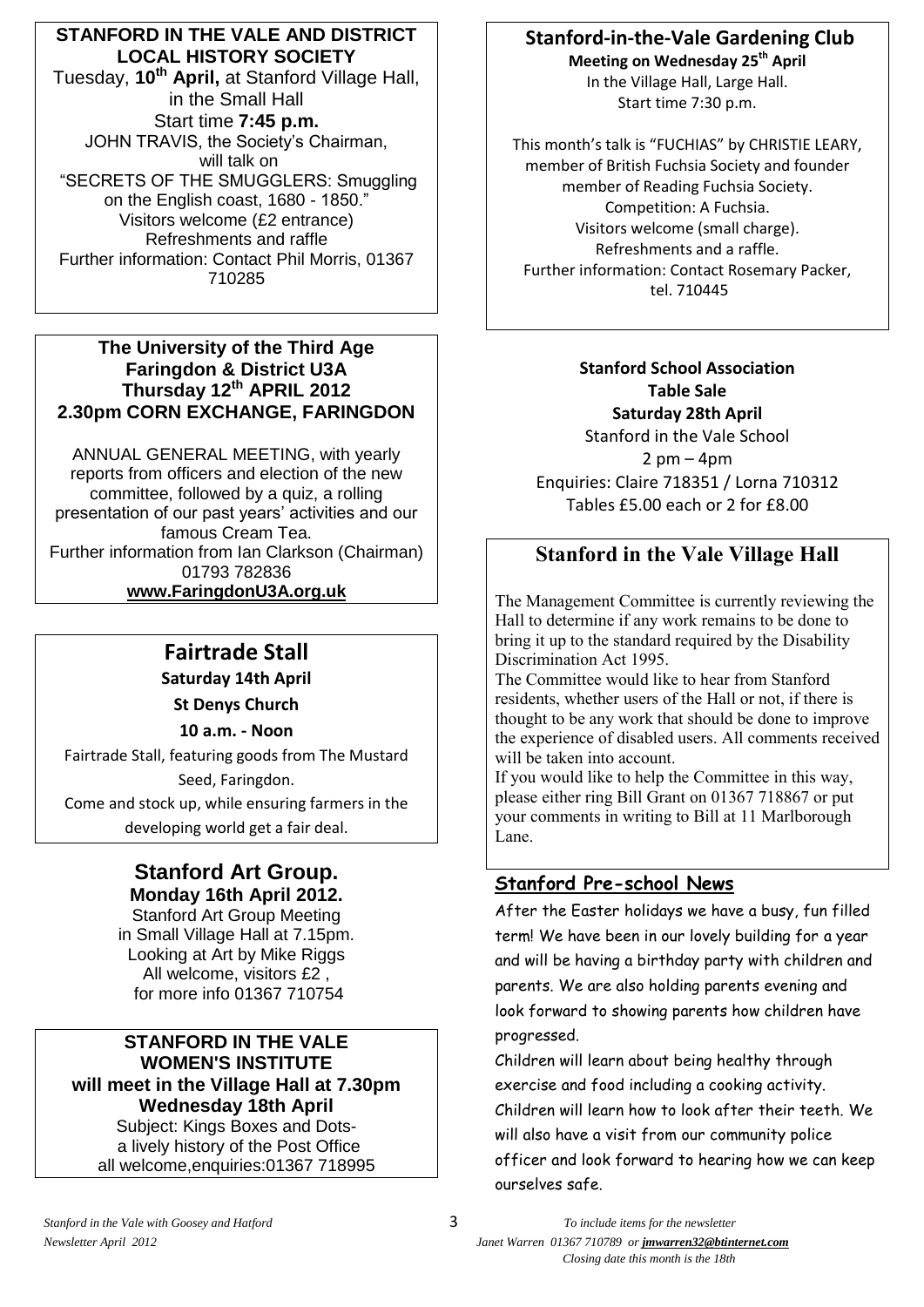## STANFORD IN THE VALE AND DISTRICT LOCAL HISTORY SOCIETY

Tuesday, **10th April,** at Stanford Village Hall, in the Small Hall

Start time **7:45 p.m.**

JOHN TRAVIS, the Society's Chairman, will talk on

"SECRETS OF THE SMUGGLERS: Smuggling on the English coast, 1680 - 1850."

Visitors welcome (£2 entrance)

Refreshments and raffle

Further information: Contact Phil Morris, 01367 710285

## The University of the Third Age
## Faringdon & District U3A
## Thursday 12th APRIL 2012
## 2.30pm CORN EXCHANGE, FARINGDON

ANNUAL GENERAL MEETING, with yearly reports from officers and election of the new committee, followed by a quiz, a rolling presentation of our past years' activities and our famous Cream Tea.

Further information from Ian Clarkson (Chairman) 01793 782836

**www.FaringdonU3A.org.uk**

## Fairtrade Stall

**Saturday 14th April**

**St Denys Church**

**10 a.m. - Noon**

Fairtrade Stall, featuring goods from The Mustard Seed, Faringdon.

Come and stock up, while ensuring farmers in the developing world get a fair deal.

## Stanford Art Group.

**Monday 16th April 2012.**

Stanford Art Group Meeting in Small Village Hall at 7.15pm.

Looking at Art by Mike Riggs

All welcome, visitors £2 ,

for more info 01367 710754

## STANFORD IN THE VALE WOMEN'S INSTITUTE

**will meet in the Village Hall at 7.30pm**

**Wednesday 18th April**

Subject: Kings Boxes and Dots- a lively history of the Post Office

all welcome,enquiries:01367 718995

## Stanford-in-the-Vale Gardening Club

**Meeting on Wednesday 25th April**

In the Village Hall, Large Hall.

Start time 7:30 p.m.

This month's talk is "FUCHIAS" by CHRISTIE LEARY, member of British Fuchsia Society and founder member of Reading Fuchsia Society.

Competition: A Fuchsia.

Visitors welcome (small charge).

Refreshments and a raffle.

Further information: Contact Rosemary Packer, tel. 710445

## Stanford School Association
## Table Sale

**Saturday 28th April**

Stanford in the Vale School

2 pm – 4pm

Enquiries: Claire 718351 / Lorna 710312

Tables £5.00 each or 2 for £8.00

## Stanford in the Vale Village Hall

The Management Committee is currently reviewing the Hall to determine if any work remains to be done to bring it up to the standard required by the Disability Discrimination Act 1995.

The Committee would like to hear from Stanford residents, whether users of the Hall or not, if there is thought to be any work that should be done to improve the experience of disabled users. All comments received will be taken into account.

If you would like to help the Committee in this way, please either ring Bill Grant on 01367 718867 or put your comments in writing to Bill at 11 Marlborough Lane.

## Stanford Pre-school News

After the Easter holidays we have a busy, fun filled term! We have been in our lovely building for a year and will be having a birthday party with children and parents. We are also holding parents evening and look forward to showing parents how children have progressed.

Children will learn about being healthy through exercise and food including a cooking activity.

Children will learn how to look after their teeth. We will also have a visit from our community police officer and look forward to hearing how we can keep ourselves safe.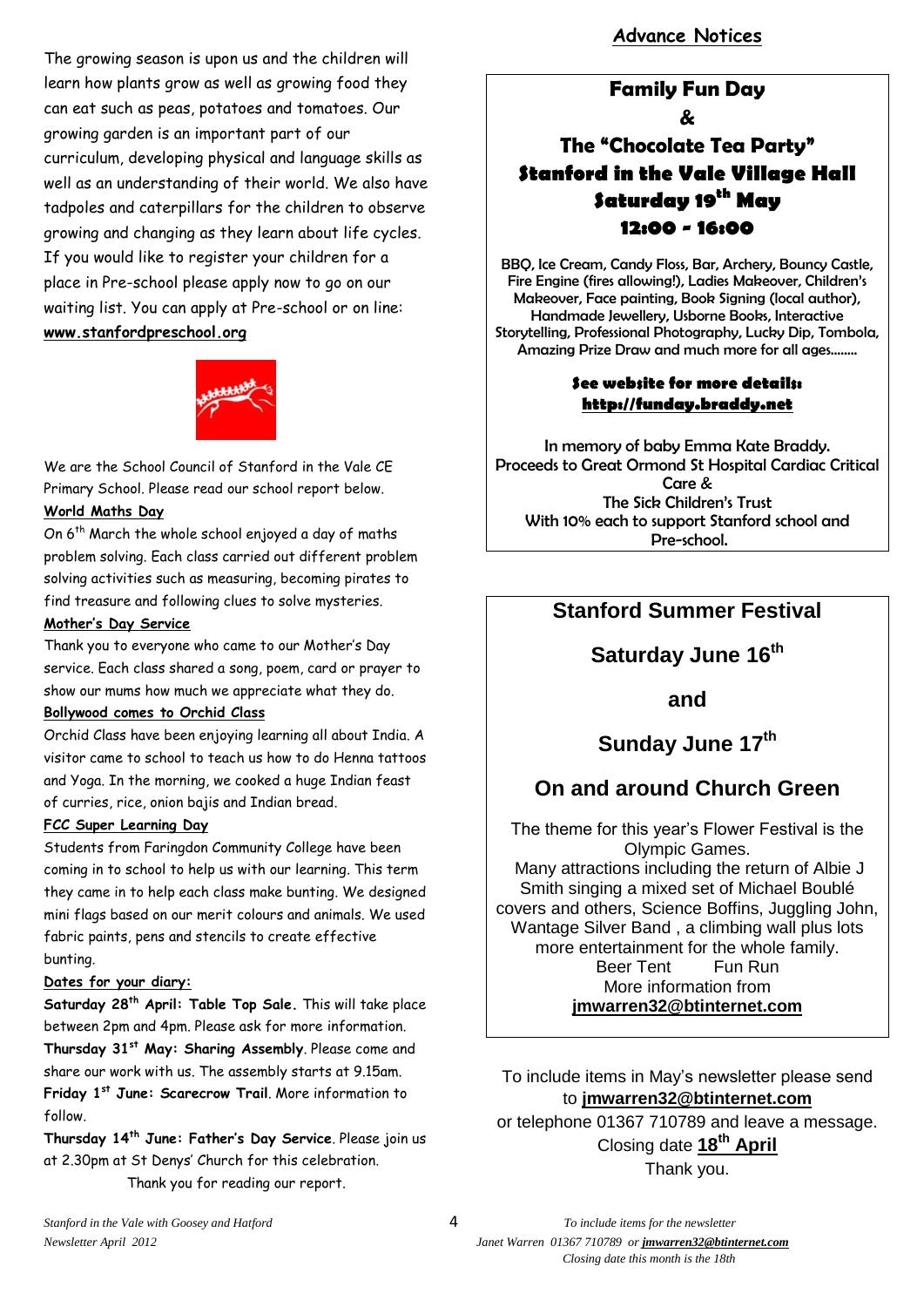The growing season is upon us and the children will learn how plants grow as well as growing food they can eat such as peas, potatoes and tomatoes. Our growing garden is an important part of our curriculum, developing physical and language skills as well as an understanding of their world. We also have tadpoles and caterpillars for the children to observe growing and changing as they learn about life cycles. If you would like to register your children for a place in Pre-school please apply now to go on our waiting list. You can apply at Pre-school or on line: **www.stanfordpreschool.org**

We are the School Council of Stanford in the Vale CE Primary School. Please read our school report below.

**World Maths Day**

On 6th March the whole school enjoyed a day of maths problem solving. Each class carried out different problem solving activities such as measuring, becoming pirates to find treasure and following clues to solve mysteries.

**Mother's Day Service**

Thank you to everyone who came to our Mother's Day service. Each class shared a song, poem, card or prayer to show our mums how much we appreciate what they do.

**Bollywood comes to Orchid Class**

Orchid Class have been enjoying learning all about India. A visitor came to school to teach us how to do Henna tattoos and Yoga. In the morning, we cooked a huge Indian feast of curries, rice, onion bajis and Indian bread.

**FCC Super Learning Day**

Students from Faringdon Community College have been coming in to school to help us with our learning. This term they came in to help each class make bunting. We designed mini flags based on our merit colours and animals. We used fabric paints, pens and stencils to create effective bunting.

**Dates for your diary:**

**Saturday 28th April: Table Top Sale.** This will take place between 2pm and 4pm. Please ask for more information.

**Thursday 31st May: Sharing Assembly**. Please come and share our work with us. The assembly starts at 9.15am.

**Friday 1st June: Scarecrow Trail**. More information to follow.

**Thursday 14th June: Father's Day Service**. Please join us at 2.30pm at St Denys' Church for this celebration.

Thank you for reading our report.

## Advance Notices

### Family Fun Day & The "Chocolate Tea Party"

**Stanford in the Vale Village Hall**

**Saturday 19th May**

**12:00 - 16:00**

BBQ, Ice Cream, Candy Floss, Bar, Archery, Bouncy Castle, Fire Engine (fires allowing!), Ladies Makeover, Children's Makeover, Face painting, Book Signing (local author), Handmade Jewellery, Usborne Books, Interactive Storytelling, Professional Photography, Lucky Dip, Tombola, Amazing Prize Draw and much more for all ages........

**See website for more details: http://funday.braddy.net**

In memory of baby Emma Kate Braddy.
Proceeds to Great Ormond St Hospital Cardiac Critical Care &
The Sick Children's Trust
With 10% each to support Stanford school and Pre-school.

### Stanford Summer Festival

**Saturday June 16th**

**and**

**Sunday June 17th**

**On and around Church Green**

The theme for this year's Flower Festival is the Olympic Games.
Many attractions including the return of Albie J Smith singing a mixed set of Michael Boublé covers and others, Science Boffins, Juggling John, Wantage Silver Band , a climbing wall plus lots more entertainment for the whole family.
Beer Tent Fun Run
More information from
**jmwarren32@btinternet.com**

To include items in May's newsletter please send to **jmwarren32@btinternet.com**
or telephone 01367 710789 and leave a message.
Closing date **18th April**
Thank you.